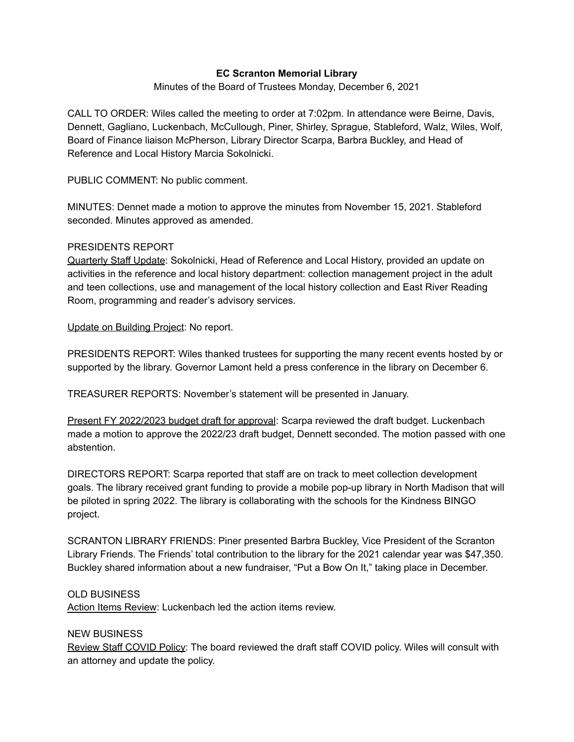**EC Scranton Memorial Library**

Minutes of the Board of Trustees Monday, December 6, 2021

CALL TO ORDER: Wiles called the meeting to order at 7:02pm. In attendance were Beirne, Davis, Dennett, Gagliano, Luckenbach, McCullough, Piner, Shirley, Sprague, Stableford, Walz, Wiles, Wolf, Board of Finance liaison McPherson, Library Director Scarpa, Barbra Buckley, and Head of Reference and Local History Marcia Sokolnicki.

PUBLIC COMMENT: No public comment.

MINUTES: Dennet made a motion to approve the minutes from November 15, 2021. Stableford seconded. Minutes approved as amended.

PRESIDENTS REPORT

Quarterly Staff Update: Sokolnicki, Head of Reference and Local History, provided an update on activities in the reference and local history department: collection management project in the adult and teen collections, use and management of the local history collection and East River Reading Room, programming and reader's advisory services.

Update on Building Project: No report.

PRESIDENTS REPORT: Wiles thanked trustees for supporting the many recent events hosted by or supported by the library. Governor Lamont held a press conference in the library on December 6.

TREASURER REPORTS: November's statement will be presented in January.

Present FY 2022/2023 budget draft for approval: Scarpa reviewed the draft budget. Luckenbach made a motion to approve the 2022/23 draft budget, Dennett seconded. The motion passed with one abstention.

DIRECTORS REPORT: Scarpa reported that staff are on track to meet collection development goals. The library received grant funding to provide a mobile pop-up library in North Madison that will be piloted in spring 2022. The library is collaborating with the schools for the Kindness BINGO project.

SCRANTON LIBRARY FRIENDS: Piner presented Barbra Buckley, Vice President of the Scranton Library Friends. The Friends' total contribution to the library for the 2021 calendar year was $47,350. Buckley shared information about a new fundraiser, "Put a Bow On It," taking place in December.

OLD BUSINESS

Action Items Review: Luckenbach led the action items review.

NEW BUSINESS

Review Staff COVID Policy: The board reviewed the draft staff COVID policy. Wiles will consult with an attorney and update the policy.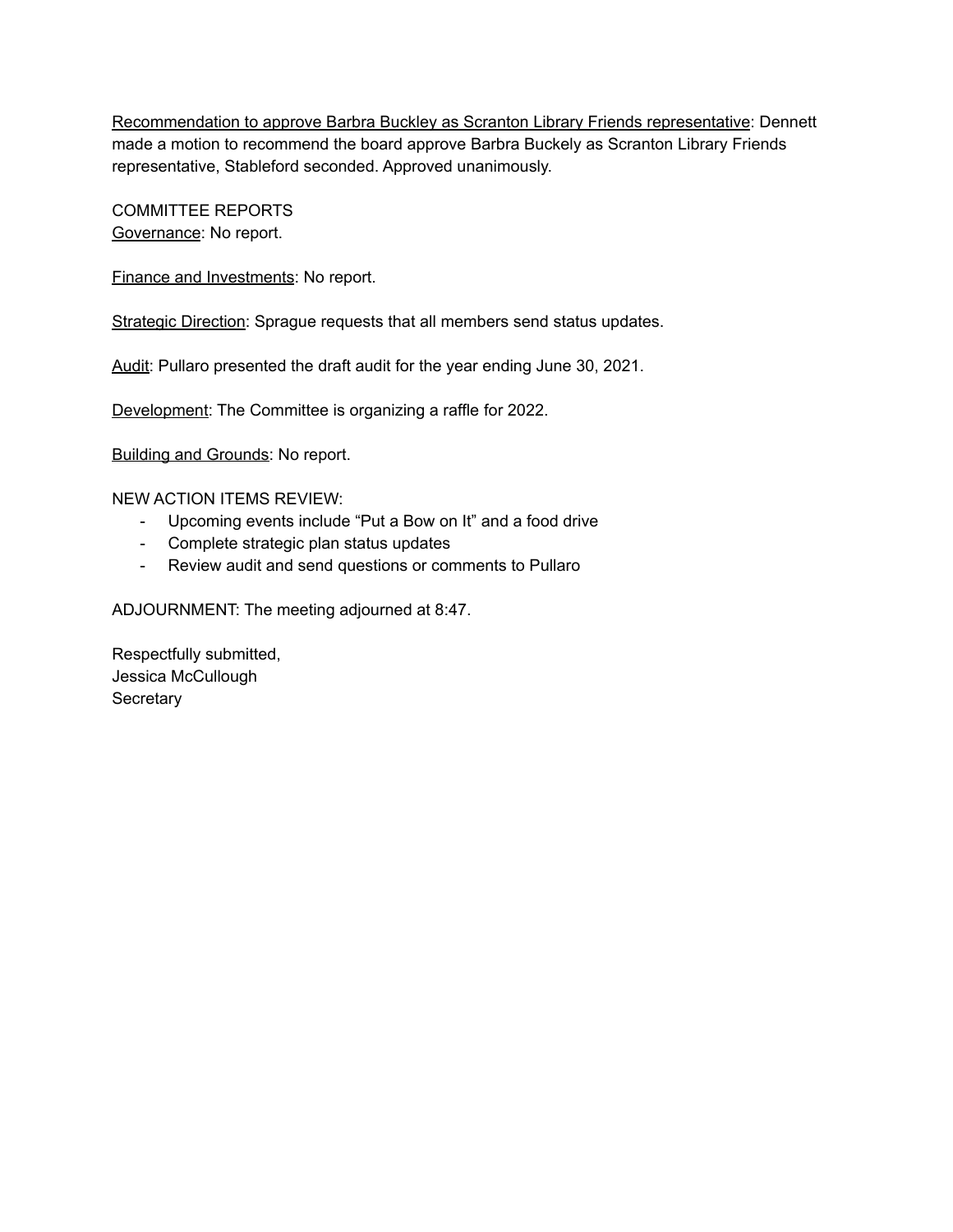Recommendation to approve Barbra Buckley as Scranton Library Friends representative: Dennett made a motion to recommend the board approve Barbra Buckely as Scranton Library Friends representative, Stableford seconded. Approved unanimously.

COMMITTEE REPORTS

Governance: No report.

Finance and Investments: No report.

Strategic Direction: Sprague requests that all members send status updates.

Audit: Pullaro presented the draft audit for the year ending June 30, 2021.

Development: The Committee is organizing a raffle for 2022.

Building and Grounds: No report.

NEW ACTION ITEMS REVIEW:

- Upcoming events include “Put a Bow on It” and a food drive
- Complete strategic plan status updates
- Review audit and send questions or comments to Pullaro

ADJOURNMENT: The meeting adjourned at 8:47.

Respectfully submitted,
Jessica McCullough
Secretary